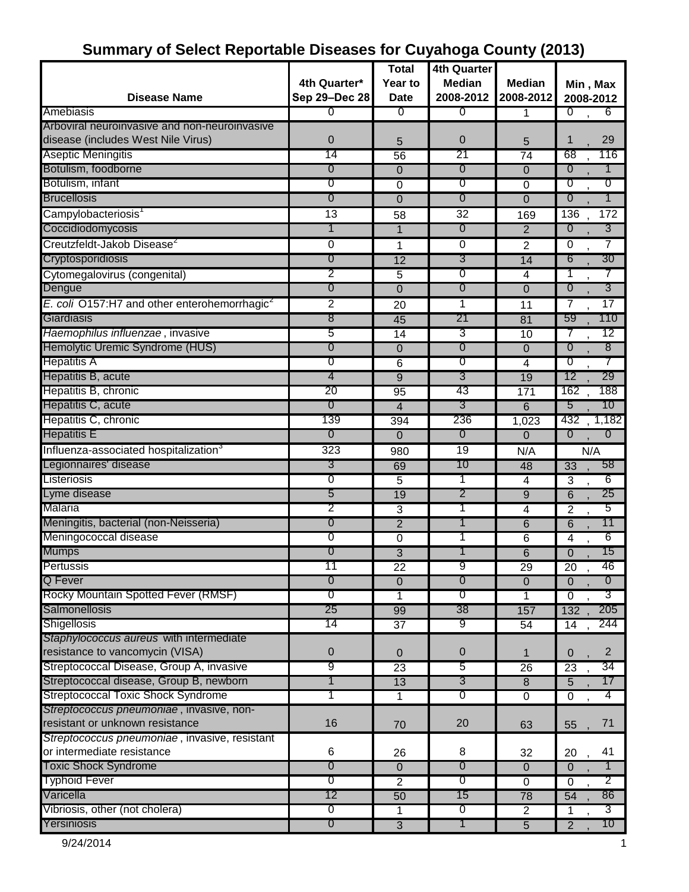# Summary of Select Reportable Diseases for Cuyahoga County (2013)

| Disease Name | 4th Quarter* Sep 29–Dec 28 | Total Year to Date | 4th Quarter Median 2008-2012 | Median 2008-2012 | Min , Max 2008-2012 |
|---|---|---|---|---|---|
| Amebiasis | 0 | 0 | 0 | 1 | 0 , 6 |
| Arboviral neuroinvasive and non-neuroinvasive disease (includes West Nile Virus) | 0 | 5 | 0 | 5 | 1 , 29 |
| Aseptic Meningitis | 14 | 56 | 21 | 74 | 68 , 116 |
| Botulism, foodborne | 0 | 0 | 0 | 0 | 0 , 1 |
| Botulism, infant | 0 | 0 | 0 | 0 | 0 , 0 |
| Brucellosis | 0 | 0 | 0 | 0 | 0 , 1 |
| Campylobacteriosis[1] | 13 | 58 | 32 | 169 | 136 , 172 |
| Coccidiodomycosis | 1 | 1 | 0 | 2 | 0 , 3 |
| Creutzfeldt-Jakob Disease[2] | 0 | 1 | 0 | 2 | 0 , 7 |
| Cryptosporidiosis | 0 | 12 | 3 | 14 | 6 , 30 |
| Cytomegalovirus (congenital) | 2 | 5 | 0 | 4 | 1 , 7 |
| Dengue | 0 | 0 | 0 | 0 | 0 , 3 |
| *E. coli* O157:H7 and other enterohemorrhagic[2] | 2 | 20 | 1 | 11 | 7 , 17 |
| Giardiasis | 8 | 45 | 21 | 81 | 59 , 110 |
| *Haemophilus influenzae* , invasive | 5 | 14 | 3 | 10 | 7 , 12 |
| Hemolytic Uremic Syndrome (HUS) | 0 | 0 | 0 | 0 | 0 , 8 |
| Hepatitis A | 0 | 6 | 0 | 4 | 0 , 7 |
| Hepatitis B, acute | 4 | 9 | 3 | 19 | 12 , 29 |
| Hepatitis B, chronic | 20 | 95 | 43 | 171 | 162 , 188 |
| Hepatitis C, acute | 0 | 4 | 3 | 6 | 5 , 10 |
| Hepatitis C, chronic | 139 | 394 | 236 | 1,023 | 432 , 1,182 |
| Hepatitis E | 0 | 0 | 0 | 0 | 0 , 0 |
| Influenza-associated hospitalization[3] | 323 | 980 | 19 | N/A | N/A |
| Legionnaires' disease | 3 | 69 | 10 | 48 | 33 , 58 |
| Listeriosis | 0 | 5 | 1 | 4 | 3 , 6 |
| Lyme disease | 5 | 19 | 2 | 9 | 6 , 25 |
| Malaria | 2 | 3 | 1 | 4 | 2 , 5 |
| Meningitis, bacterial (non-Neisseria) | 0 | 2 | 1 | 6 | 6 , 11 |
| Meningococcal disease | 0 | 0 | 1 | 6 | 4 , 6 |
| Mumps | 0 | 3 | 1 | 6 | 0 , 15 |
| Pertussis | 11 | 22 | 9 | 29 | 20 , 46 |
| Q Fever | 0 | 0 | 0 | 0 | 0 , 0 |
| Rocky Mountain Spotted Fever (RMSF) | 0 | 1 | 0 | 1 | 0 , 3 |
| Salmonellosis | 25 | 99 | 38 | 157 | 132 , 205 |
| Shigellosis | 14 | 37 | 9 | 54 | 14 , 244 |
| *Staphylococcus aureus* with intermediate resistance to vancomycin (VISA) | 0 | 0 | 0 | 1 | 0 , 2 |
| Streptococcal Disease, Group A, invasive | 9 | 23 | 5 | 26 | 23 , 34 |
| Streptococcal disease, Group B, newborn | 1 | 13 | 3 | 8 | 5 , 17 |
| Streptococcal Toxic Shock Syndrome | 1 | 1 | 0 | 0 | 0 , 4 |
| *Streptococcus pneumoniae* , invasive, non-resistant or unknown resistance | 16 | 70 | 20 | 63 | 55 , 71 |
| *Streptococcus pneumoniae* , invasive, resistant or intermediate resistance | 6 | 26 | 8 | 32 | 20 , 41 |
| Toxic Shock Syndrome | 0 | 0 | 0 | 0 | 0 , 1 |
| Typhoid Fever | 0 | 2 | 0 | 0 | 0 , 2 |
| Varicella | 12 | 50 | 15 | 78 | 54 , 86 |
| Vibriosis, other (not cholera) | 0 | 1 | 0 | 2 | 1 , 3 |
| Yersiniosis | 0 | 3 | 1 | 5 | 2 , 10 |

9/24/2014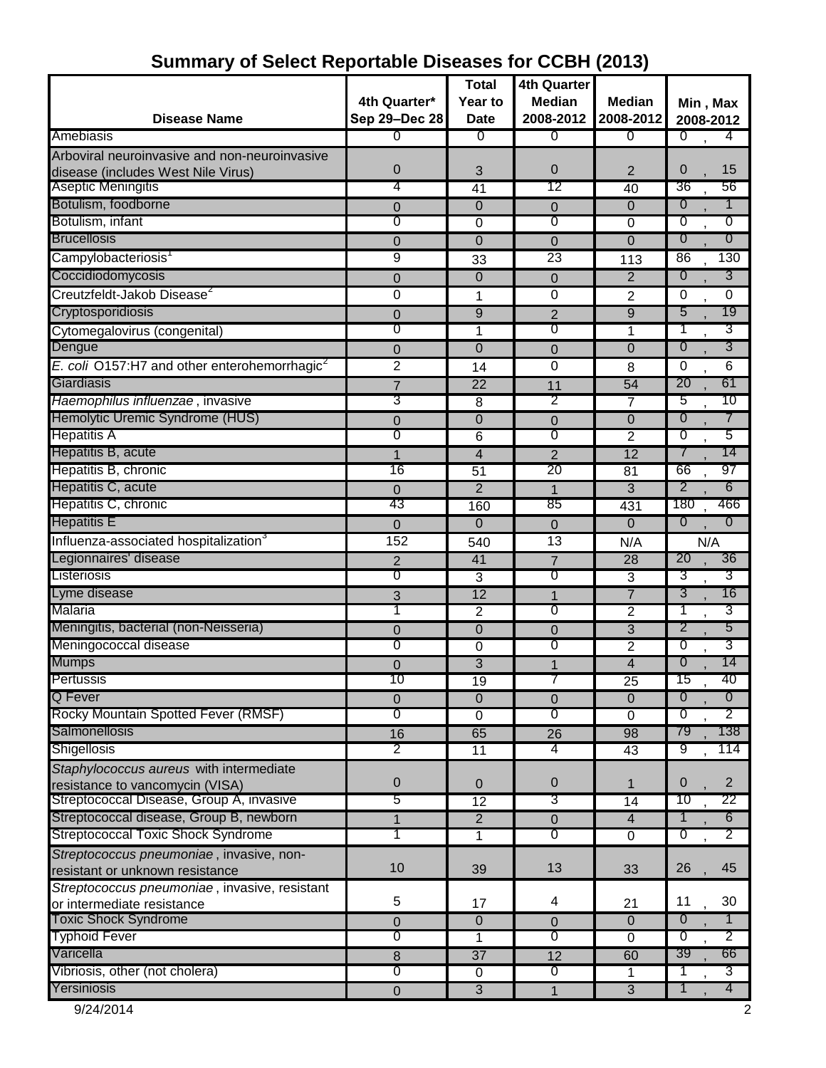## Summary of Select Reportable Diseases for CCBH (2013)

| Disease Name | 4th Quarter* Sep 29–Dec 28 | Total Year to Date | 4th Quarter Median 2008-2012 | Median 2008-2012 | Min , Max 2008-2012 |
|---|---|---|---|---|---|
| Amebiasis | 0 | 0 | 0 | 0 | 0 , 4 |
| Arboviral neuroinvasive and non-neuroinvasive disease (includes West Nile Virus) | 0 | 3 | 0 | 2 | 0 , 15 |
| Aseptic Meningitis | 4 | 41 | 12 | 40 | 36 , 56 |
| Botulism, foodborne | 0 | 0 | 0 | 0 | 0 , 1 |
| Botulism, infant | 0 | 0 | 0 | 0 | 0 , 0 |
| Brucellosis | 0 | 0 | 0 | 0 | 0 , 0 |
| Campylobacteriosis[1] | 9 | 33 | 23 | 113 | 86 , 130 |
| Coccidiodomycosis | 0 | 0 | 0 | 2 | 0 , 3 |
| Creutzfeldt-Jakob Disease[2] | 0 | 1 | 0 | 2 | 0 , 0 |
| Cryptosporidiosis | 0 | 9 | 2 | 9 | 5 , 19 |
| Cytomegalovirus (congenital) | 0 | 1 | 0 | 1 | 1 , 3 |
| Dengue | 0 | 0 | 0 | 0 | 0 , 3 |
| *E. coli* O157:H7 and other enterohemorrhagic[2] | 2 | 14 | 0 | 8 | 0 , 6 |
| Giardiasis | 7 | 22 | 11 | 54 | 20 , 61 |
| *Haemophilus influenzae* , invasive | 3 | 8 | 2 | 7 | 5 , 10 |
| Hemolytic Uremic Syndrome (HUS) | 0 | 0 | 0 | 0 | 0 , 7 |
| Hepatitis A | 0 | 6 | 0 | 2 | 0 , 5 |
| Hepatitis B, acute | 1 | 4 | 2 | 12 | 7 , 14 |
| Hepatitis B, chronic | 16 | 51 | 20 | 81 | 66 , 97 |
| Hepatitis C, acute | 0 | 2 | 1 | 3 | 2 , 6 |
| Hepatitis C, chronic | 43 | 160 | 85 | 431 | 180 , 466 |
| Hepatitis E | 0 | 0 | 0 | 0 | 0 , 0 |
| Influenza-associated hospitalization[3] | 152 | 540 | 13 | N/A | N/A |
| Legionnaires' disease | 2 | 41 | 7 | 28 | 20 , 36 |
| Listeriosis | 0 | 3 | 0 | 3 | 3 , 3 |
| Lyme disease | 3 | 12 | 1 | 7 | 3 , 16 |
| Malaria | 1 | 2 | 0 | 2 | 1 , 3 |
| Meningitis, bacterial (non-Neisseria) | 0 | 0 | 0 | 3 | 2 , 5 |
| Meningococcal disease | 0 | 0 | 0 | 2 | 0 , 3 |
| Mumps | 0 | 3 | 1 | 4 | 0 , 14 |
| Pertussis | 10 | 19 | 7 | 25 | 15 , 40 |
| Q Fever | 0 | 0 | 0 | 0 | 0 , 0 |
| Rocky Mountain Spotted Fever (RMSF) | 0 | 0 | 0 | 0 | 0 , 2 |
| Salmonellosis | 16 | 65 | 26 | 98 | 79 , 138 |
| Shigellosis | 2 | 11 | 4 | 43 | 9 , 114 |
| *Staphylococcus aureus* with intermediate resistance to vancomycin (VISA) | 0 | 0 | 0 | 1 | 0 , 2 |
| Streptococcal Disease, Group A, invasive | 5 | 12 | 3 | 14 | 10 , 22 |
| Streptococcal disease, Group B, newborn | 1 | 2 | 0 | 4 | 1 , 6 |
| Streptococcal Toxic Shock Syndrome | 1 | 1 | 0 | 0 | 0 , 2 |
| *Streptococcus pneumoniae* , invasive, non-resistant or unknown resistance | 10 | 39 | 13 | 33 | 26 , 45 |
| *Streptococcus pneumoniae* , invasive, resistant or intermediate resistance | 5 | 17 | 4 | 21 | 11 , 30 |
| Toxic Shock Syndrome | 0 | 0 | 0 | 0 | 0 , 1 |
| Typhoid Fever | 0 | 1 | 0 | 0 | 0 , 2 |
| Varicella | 8 | 37 | 12 | 60 | 39 , 66 |
| Vibriosis, other (not cholera) | 0 | 0 | 0 | 1 | 1 , 3 |
| Yersiniosis | 0 | 3 | 1 | 3 | 1 , 4 |

9/24/2014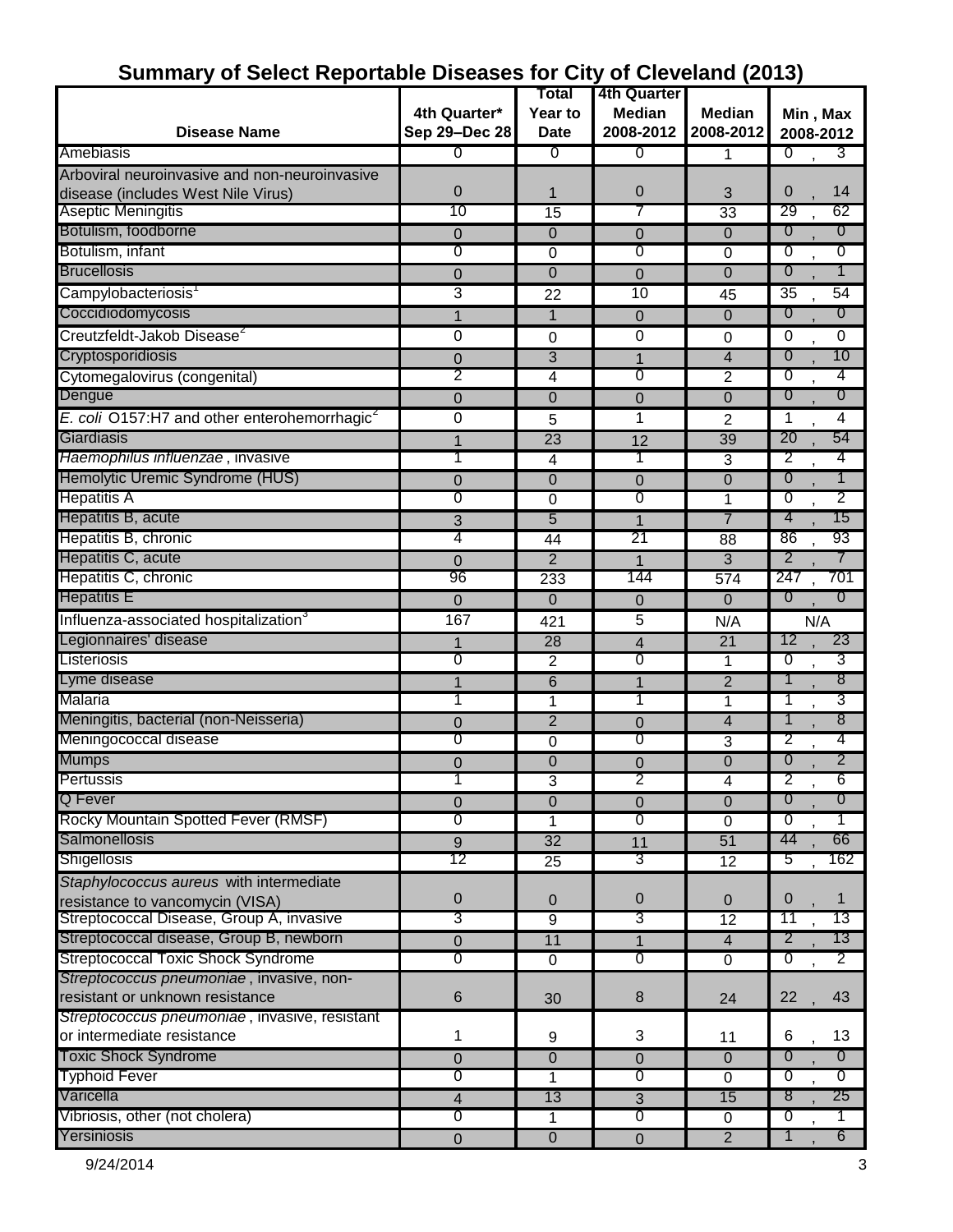# Summary of Select Reportable Diseases for City of Cleveland (2013)

| Disease Name | 4th Quarter* Sep 29–Dec 28 | Total Year to Date | 4th Quarter Median 2008-2012 | Median 2008-2012 | Min , Max 2008-2012 |
|---|---|---|---|---|---|
| Amebiasis | 0 | 0 | 0 | 1 | 0 , 3 |
| Arboviral neuroinvasive and non-neuroinvasive disease (includes West Nile Virus) | 0 | 1 | 0 | 3 | 0 , 14 |
| Aseptic Meningitis | 10 | 15 | 7 | 33 | 29 , 62 |
| Botulism, foodborne | 0 | 0 | 0 | 0 | 0 , 0 |
| Botulism, infant | 0 | 0 | 0 | 0 | 0 , 0 |
| Brucellosis | 0 | 0 | 0 | 0 | 0 , 1 |
| Campylobacteriosis[1] | 3 | 22 | 10 | 45 | 35 , 54 |
| Coccidiodomycosis | 1 | 1 | 0 | 0 | 0 , 0 |
| Creutzfeldt-Jakob Disease[2] | 0 | 0 | 0 | 0 | 0 , 0 |
| Cryptosporidiosis | 0 | 3 | 1 | 4 | 0 , 10 |
| Cytomegalovirus (congenital) | 2 | 4 | 0 | 2 | 0 , 4 |
| Dengue | 0 | 0 | 0 | 0 | 0 , 0 |
| *E. coli* O157:H7 and other enterohemorrhagic[2] | 0 | 5 | 1 | 2 | 1 , 4 |
| Giardiasis | 1 | 23 | 12 | 39 | 20 , 54 |
| *Haemophilus influenzae* , invasive | 1 | 4 | 1 | 3 | 2 , 4 |
| Hemolytic Uremic Syndrome (HUS) | 0 | 0 | 0 | 0 | 0 , 1 |
| Hepatitis A | 0 | 0 | 0 | 1 | 0 , 2 |
| Hepatitis B, acute | 3 | 5 | 1 | 7 | 4 , 15 |
| Hepatitis B, chronic | 4 | 44 | 21 | 88 | 86 , 93 |
| Hepatitis C, acute | 0 | 2 | 1 | 3 | 2 , 7 |
| Hepatitis C, chronic | 96 | 233 | 144 | 574 | 247 , 701 |
| Hepatitis E | 0 | 0 | 0 | 0 | 0 , 0 |
| Influenza-associated hospitalization[3] | 167 | 421 | 5 | N/A | N/A |
| Legionnaires' disease | 1 | 28 | 4 | 21 | 12 , 23 |
| Listeriosis | 0 | 2 | 0 | 1 | 0 , 3 |
| Lyme disease | 1 | 6 | 1 | 2 | 1 , 8 |
| Malaria | 1 | 1 | 1 | 1 | 1 , 3 |
| Meningitis, bacterial (non-Neisseria) | 0 | 2 | 0 | 4 | 1 , 8 |
| Meningococcal disease | 0 | 0 | 0 | 3 | 2 , 4 |
| Mumps | 0 | 0 | 0 | 0 | 0 , 2 |
| Pertussis | 1 | 3 | 2 | 4 | 2 , 6 |
| Q Fever | 0 | 0 | 0 | 0 | 0 , 0 |
| Rocky Mountain Spotted Fever (RMSF) | 0 | 1 | 0 | 0 | 0 , 1 |
| Salmonellosis | 9 | 32 | 11 | 51 | 44 , 66 |
| Shigellosis | 12 | 25 | 3 | 12 | 5 , 162 |
| *Staphylococcus aureus* with intermediate resistance to vancomycin (VISA) | 0 | 0 | 0 | 0 | 0 , 1 |
| Streptococcal Disease, Group A, invasive | 3 | 9 | 3 | 12 | 11 , 13 |
| Streptococcal disease, Group B, newborn | 0 | 11 | 1 | 4 | 2 , 13 |
| Streptococcal Toxic Shock Syndrome | 0 | 0 | 0 | 0 | 0 , 2 |
| *Streptococcus pneumoniae* , invasive, non-resistant or unknown resistance | 6 | 30 | 8 | 24 | 22 , 43 |
| *Streptococcus pneumoniae* , invasive, resistant or intermediate resistance | 1 | 9 | 3 | 11 | 6 , 13 |
| Toxic Shock Syndrome | 0 | 0 | 0 | 0 | 0 , 0 |
| Typhoid Fever | 0 | 1 | 0 | 0 | 0 , 0 |
| Varicella | 4 | 13 | 3 | 15 | 8 , 25 |
| Vibriosis, other (not cholera) | 0 | 1 | 0 | 0 | 0 , 1 |
| Yersiniosis | 0 | 0 | 0 | 2 | 1 , 6 |

9/24/2014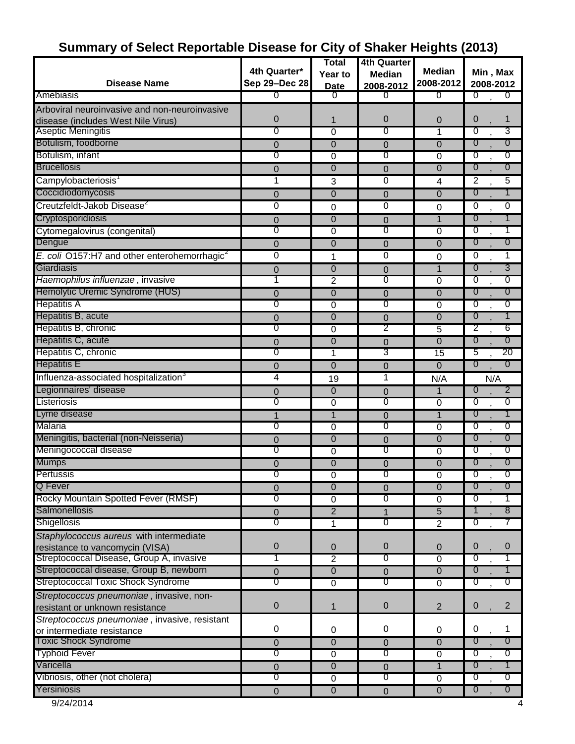## Summary of Select Reportable Disease for City of Shaker Heights (2013)

| Disease Name | 4th Quarter* Sep 29–Dec 28 | Total Year to Date | 4th Quarter Median 2008-2012 | Median 2008-2012 | Min , Max 2008-2012 |
|---|---|---|---|---|---|
| Amebiasis | 0 | 0 | 0 | 0 | 0 , 0 |
| Arboviral neuroinvasive and non-neuroinvasive disease (includes West Nile Virus) | 0 | 1 | 0 | 0 | 0 , 1 |
| Aseptic Meningitis | 0 | 0 | 0 | 1 | 0 , 3 |
| Botulism, foodborne | 0 | 0 | 0 | 0 | 0 , 0 |
| Botulism, infant | 0 | 0 | 0 | 0 | 0 , 0 |
| Brucellosis | 0 | 0 | 0 | 0 | 0 , 0 |
| Campylobacteriosis[1] | 1 | 3 | 0 | 4 | 2 , 5 |
| Coccidiodomycosis | 0 | 0 | 0 | 0 | 0 , 1 |
| Creutzfeldt-Jakob Disease[2] | 0 | 0 | 0 | 0 | 0 , 0 |
| Cryptosporidiosis | 0 | 0 | 0 | 1 | 0 , 1 |
| Cytomegalovirus (congenital) | 0 | 0 | 0 | 0 | 0 , 1 |
| Dengue | 0 | 0 | 0 | 0 | 0 , 0 |
| *E. coli* O157:H7 and other enterohemorrhagic[2] | 0 | 1 | 0 | 0 | 0 , 1 |
| Giardiasis | 0 | 0 | 0 | 1 | 0 , 3 |
| *Haemophilus influenzae* , invasive | 1 | 2 | 0 | 0 | 0 , 0 |
| Hemolytic Uremic Syndrome (HUS) | 0 | 0 | 0 | 0 | 0 , 0 |
| Hepatitis A | 0 | 0 | 0 | 0 | 0 , 0 |
| Hepatitis B, acute | 0 | 0 | 0 | 0 | 0 , 1 |
| Hepatitis B, chronic | 0 | 0 | 2 | 5 | 2 , 6 |
| Hepatitis C, acute | 0 | 0 | 0 | 0 | 0 , 0 |
| Hepatitis C, chronic | 0 | 1 | 3 | 15 | 5 , 20 |
| Hepatitis E | 0 | 0 | 0 | 0 | 0 , 0 |
| Influenza-associated hospitalization[3] | 4 | 19 | 1 | N/A | N/A |
| Legionnaires' disease | 0 | 0 | 0 | 1 | 0 , 2 |
| Listeriosis | 0 | 0 | 0 | 0 | 0 , 0 |
| Lyme disease | 1 | 1 | 0 | 1 | 0 , 1 |
| Malaria | 0 | 0 | 0 | 0 | 0 , 0 |
| Meningitis, bacterial (non-Neisseria) | 0 | 0 | 0 | 0 | 0 , 0 |
| Meningococcal disease | 0 | 0 | 0 | 0 | 0 , 0 |
| Mumps | 0 | 0 | 0 | 0 | 0 , 0 |
| Pertussis | 0 | 0 | 0 | 0 | 0 , 0 |
| Q Fever | 0 | 0 | 0 | 0 | 0 , 0 |
| Rocky Mountain Spotted Fever (RMSF) | 0 | 0 | 0 | 0 | 0 , 1 |
| Salmonellosis | 0 | 2 | 1 | 5 | 1 , 8 |
| Shigellosis | 0 | 1 | 0 | 2 | 0 , 7 |
| *Staphylococcus aureus* with intermediate resistance to vancomycin (VISA) | 0 | 0 | 0 | 0 | 0 , 0 |
| Streptococcal Disease, Group A, invasive | 1 | 2 | 0 | 0 | 0 , 1 |
| Streptococcal disease, Group B, newborn | 0 | 0 | 0 | 0 | 0 , 1 |
| Streptococcal Toxic Shock Syndrome | 0 | 0 | 0 | 0 | 0 , 0 |
| *Streptococcus pneumoniae* , invasive, non-resistant or unknown resistance | 0 | 1 | 0 | 2 | 0 , 2 |
| *Streptococcus pneumoniae* , invasive, resistant or intermediate resistance | 0 | 0 | 0 | 0 | 0 , 1 |
| Toxic Shock Syndrome | 0 | 0 | 0 | 0 | 0 , 0 |
| Typhoid Fever | 0 | 0 | 0 | 0 | 0 , 0 |
| Varicella | 0 | 0 | 0 | 1 | 0 , 1 |
| Vibriosis, other (not cholera) | 0 | 0 | 0 | 0 | 0 , 0 |
| Yersiniosis | 0 | 0 | 0 | 0 | 0 , 0 |

9/24/2014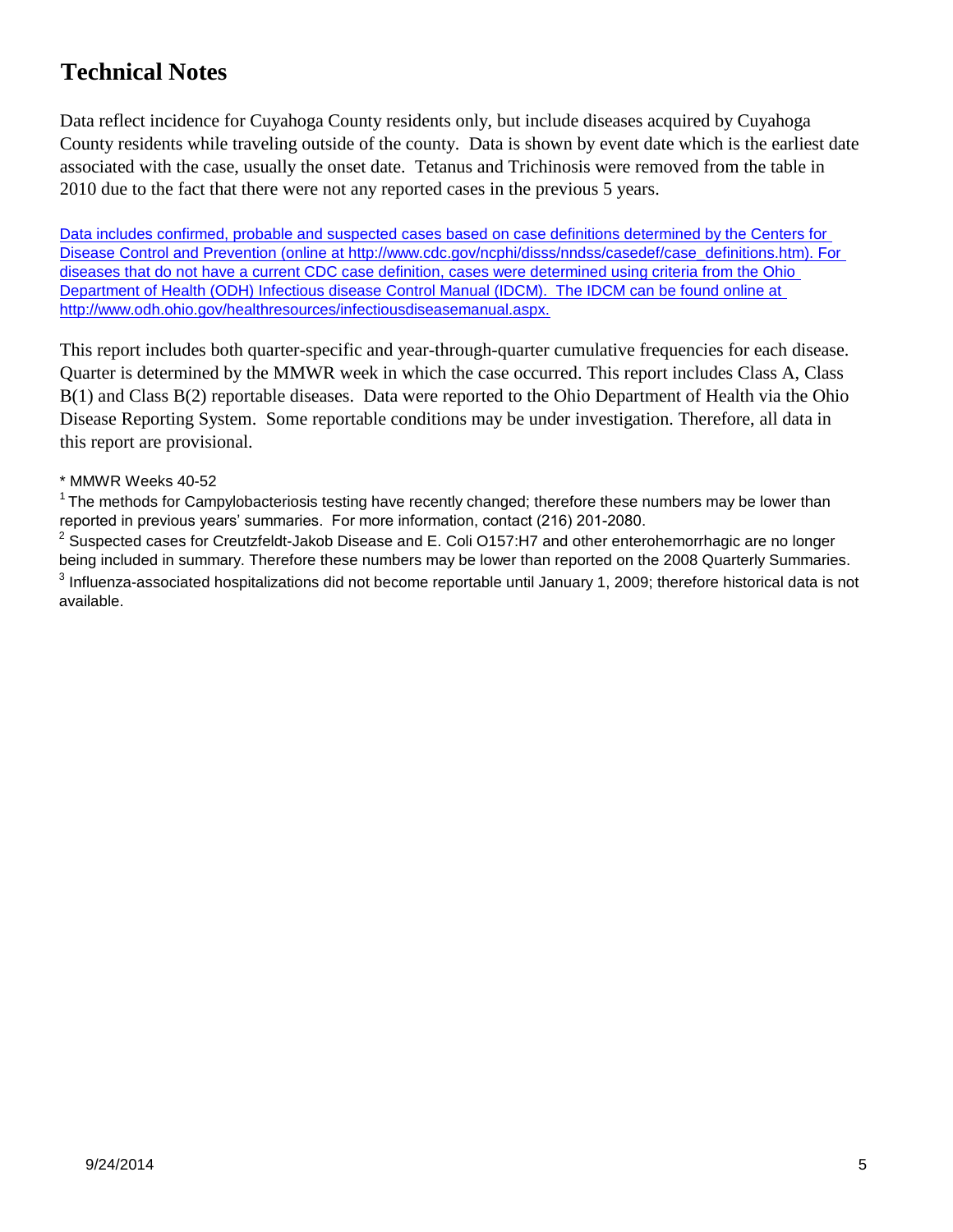# Technical Notes

Data reflect incidence for Cuyahoga County residents only, but include diseases acquired by Cuyahoga County residents while traveling outside of the county. Data is shown by event date which is the earliest date associated with the case, usually the onset date. Tetanus and Trichinosis were removed from the table in 2010 due to the fact that there were not any reported cases in the previous 5 years.

Data includes confirmed, probable and suspected cases based on case definitions determined by the Centers for Disease Control and Prevention (online at http://www.cdc.gov/ncphi/disss/nndss/casedef/case_definitions.htm). For diseases that do not have a current CDC case definition, cases were determined using criteria from the Ohio Department of Health (ODH) Infectious disease Control Manual (IDCM). The IDCM can be found online at http://www.odh.ohio.gov/healthresources/infectiousdiseasemanual.aspx.

This report includes both quarter-specific and year-through-quarter cumulative frequencies for each disease. Quarter is determined by the MMWR week in which the case occurred. This report includes Class A, Class B(1) and Class B(2) reportable diseases. Data were reported to the Ohio Department of Health via the Ohio Disease Reporting System. Some reportable conditions may be under investigation. Therefore, all data in this report are provisional.

\* MMWR Weeks 40-52

[1] The methods for Campylobacteriosis testing have recently changed; therefore these numbers may be lower than reported in previous years' summaries. For more information, contact (216) 201-2080.

[2] Suspected cases for Creutzfeldt-Jakob Disease and E. Coli O157:H7 and other enterohemorrhagic are no longer being included in summary. Therefore these numbers may be lower than reported on the 2008 Quarterly Summaries.

[3] Influenza-associated hospitalizations did not become reportable until January 1, 2009; therefore historical data is not available.